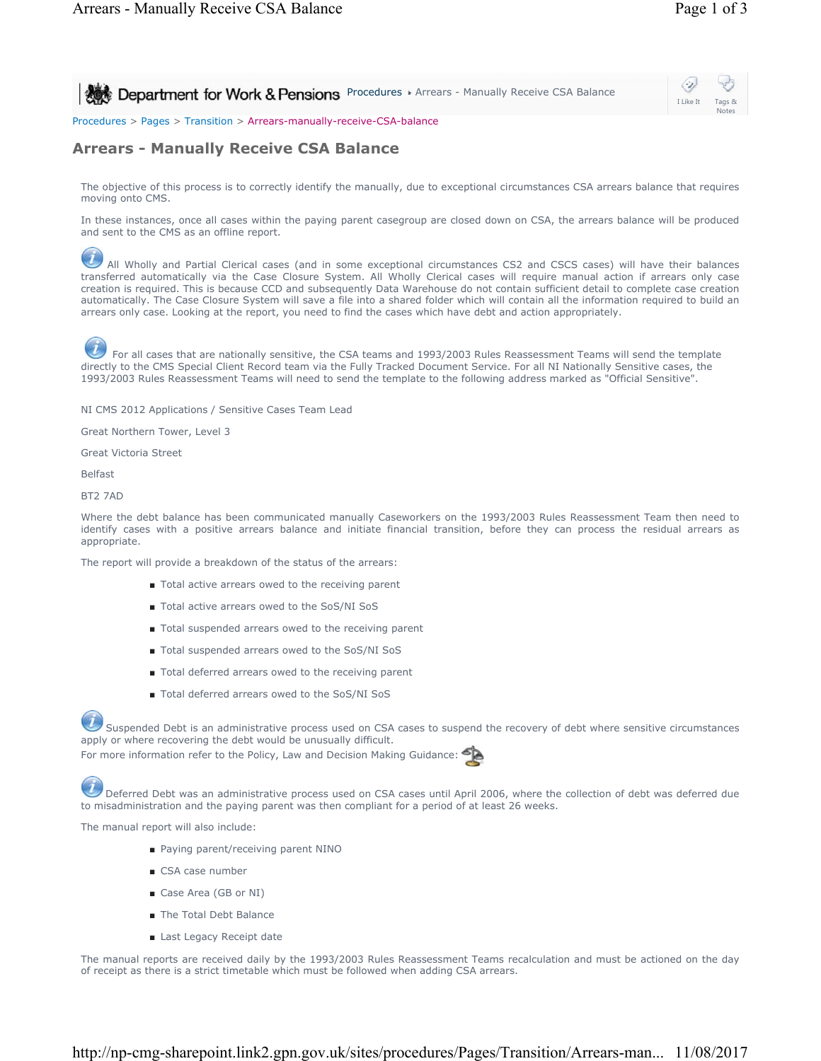Department for Work & Pensions Procedures ▸ Arrears - Manually Receive CSA Balance

Procedures > Pages > Transition > Arrears-manually-receive-CSA-balance

# Arrears - Manually Receive CSA Balance

The objective of this process is to correctly identify the manually, due to exceptional circumstances CSA arrears balance that requires moving onto CMS.

In these instances, once all cases within the paying parent casegroup are closed down on CSA, the arrears balance will be produced and sent to the CMS as an offline report.

All Wholly and Partial Clerical cases (and in some exceptional circumstances CS2 and CSCS cases) will have their balances transferred automatically via the Case Closure System. All Wholly Clerical cases will require manual action if arrears only case creation is required. This is because CCD and subsequently Data Warehouse do not contain sufficient detail to complete case creation automatically. The Case Closure System will save a file into a shared folder which will contain all the information required to build an arrears only case. Looking at the report, you need to find the cases which have debt and action appropriately.

For all cases that are nationally sensitive, the CSA teams and 1993/2003 Rules Reassessment Teams will send the template directly to the CMS Special Client Record team via the Fully Tracked Document Service. For all NI Nationally Sensitive cases, the 1993/2003 Rules Reassessment Teams will need to send the template to the following address marked as "Official Sensitive".

NI CMS 2012 Applications / Sensitive Cases Team Lead

Great Northern Tower, Level 3

Great Victoria Street

Belfast

BT2 7AD

Where the debt balance has been communicated manually Caseworkers on the 1993/2003 Rules Reassessment Team then need to identify cases with a positive arrears balance and initiate financial transition, before they can process the residual arrears as appropriate.

The report will provide a breakdown of the status of the arrears:

- Total active arrears owed to the receiving parent
- Total active arrears owed to the SoS/NI SoS
- Total suspended arrears owed to the receiving parent
- Total suspended arrears owed to the SoS/NI SoS
- Total deferred arrears owed to the receiving parent
- Total deferred arrears owed to the SoS/NI SoS

Suspended Debt is an administrative process used on CSA cases to suspend the recovery of debt where sensitive circumstances apply or where recovering the debt would be unusually difficult.
For more information refer to the Policy, Law and Decision Making Guidance:

Deferred Debt was an administrative process used on CSA cases until April 2006, where the collection of debt was deferred due to misadministration and the paying parent was then compliant for a period of at least 26 weeks.

The manual report will also include:

- Paying parent/receiving parent NINO
- CSA case number
- Case Area (GB or NI)
- The Total Debt Balance
- Last Legacy Receipt date

The manual reports are received daily by the 1993/2003 Rules Reassessment Teams recalculation and must be actioned on the day of receipt as there is a strict timetable which must be followed when adding CSA arrears.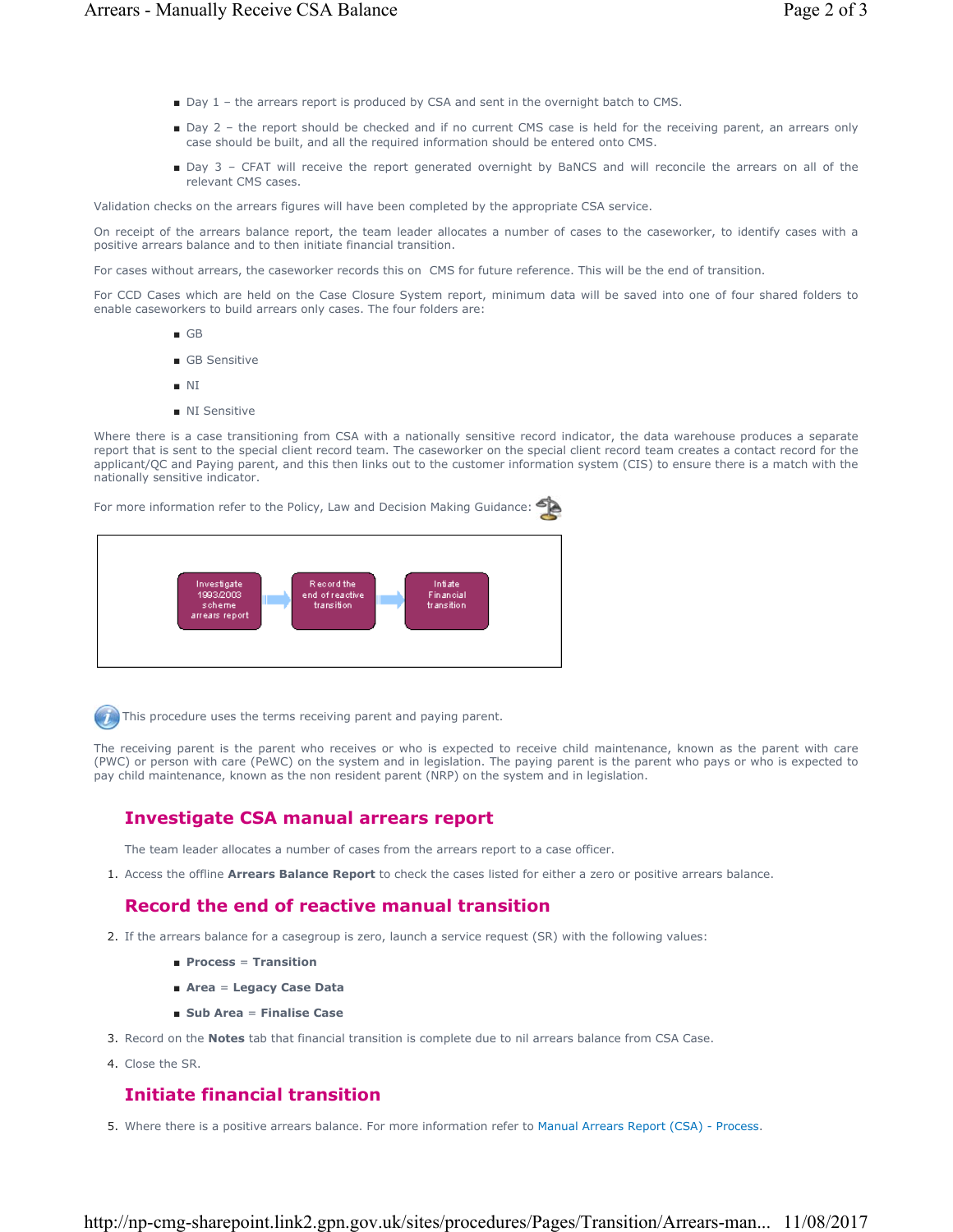- Day 1 – the arrears report is produced by CSA and sent in the overnight batch to CMS.
- Day 2 – the report should be checked and if no current CMS case is held for the receiving parent, an arrears only case should be built, and all the required information should be entered onto CMS.
- Day 3 – CFAT will receive the report generated overnight by BaNCS and will reconcile the arrears on all of the relevant CMS cases.

Validation checks on the arrears figures will have been completed by the appropriate CSA service.

On receipt of the arrears balance report, the team leader allocates a number of cases to the caseworker, to identify cases with a positive arrears balance and to then initiate financial transition.

For cases without arrears, the caseworker records this on CMS for future reference. This will be the end of transition.

For CCD Cases which are held on the Case Closure System report, minimum data will be saved into one of four shared folders to enable caseworkers to build arrears only cases. The four folders are:

- GB
- GB Sensitive
- NI
- NI Sensitive

Where there is a case transitioning from CSA with a nationally sensitive record indicator, the data warehouse produces a separate report that is sent to the special client record team. The caseworker on the special client record team creates a contact record for the applicant/QC and Paying parent, and this then links out to the customer information system (CIS) to ensure there is a match with the nationally sensitive indicator.

For more information refer to the Policy, Law and Decision Making Guidance:

Investigate 1993/2003 scheme arrears report → Record the end of reactive transition → Initiate Financial transition

This procedure uses the terms receiving parent and paying parent.

The receiving parent is the parent who receives or who is expected to receive child maintenance, known as the parent with care (PWC) or person with care (PeWC) on the system and in legislation. The paying parent is the parent who pays or who is expected to pay child maintenance, known as the non resident parent (NRP) on the system and in legislation.

## Investigate CSA manual arrears report

The team leader allocates a number of cases from the arrears report to a case officer.

1. Access the offline **Arrears Balance Report** to check the cases listed for either a zero or positive arrears balance.

## Record the end of reactive manual transition

2. If the arrears balance for a casegroup is zero, launch a service request (SR) with the following values:
   - **Process** = **Transition**
   - **Area** = **Legacy Case Data**
   - **Sub Area** = **Finalise Case**
3. Record on the **Notes** tab that financial transition is complete due to nil arrears balance from CSA Case.
4. Close the SR.

## Initiate financial transition

5. Where there is a positive arrears balance. For more information refer to Manual Arrears Report (CSA) - Process.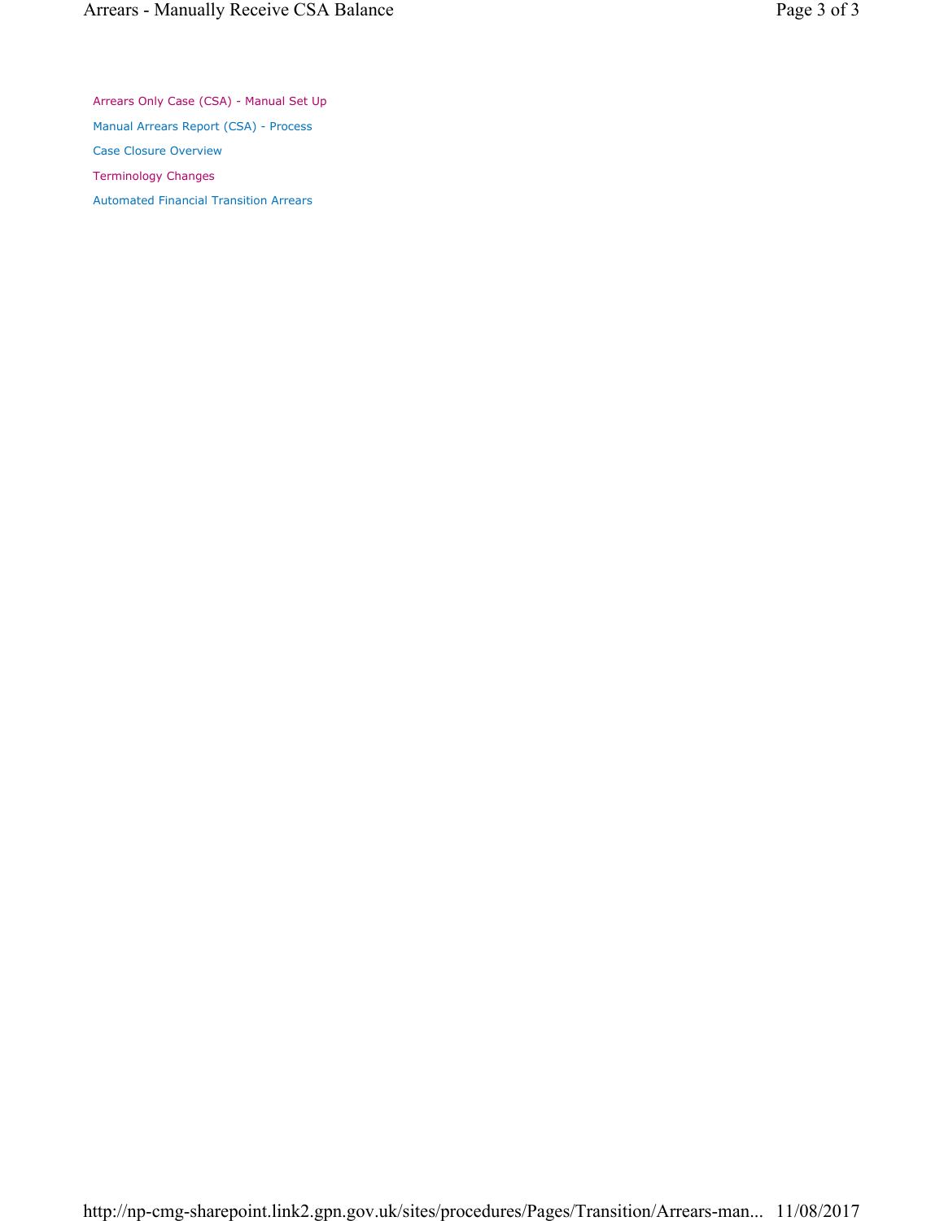Arrears Only Case (CSA) - Manual Set Up

Manual Arrears Report (CSA) - Process

Case Closure Overview

Terminology Changes

Automated Financial Transition Arrears